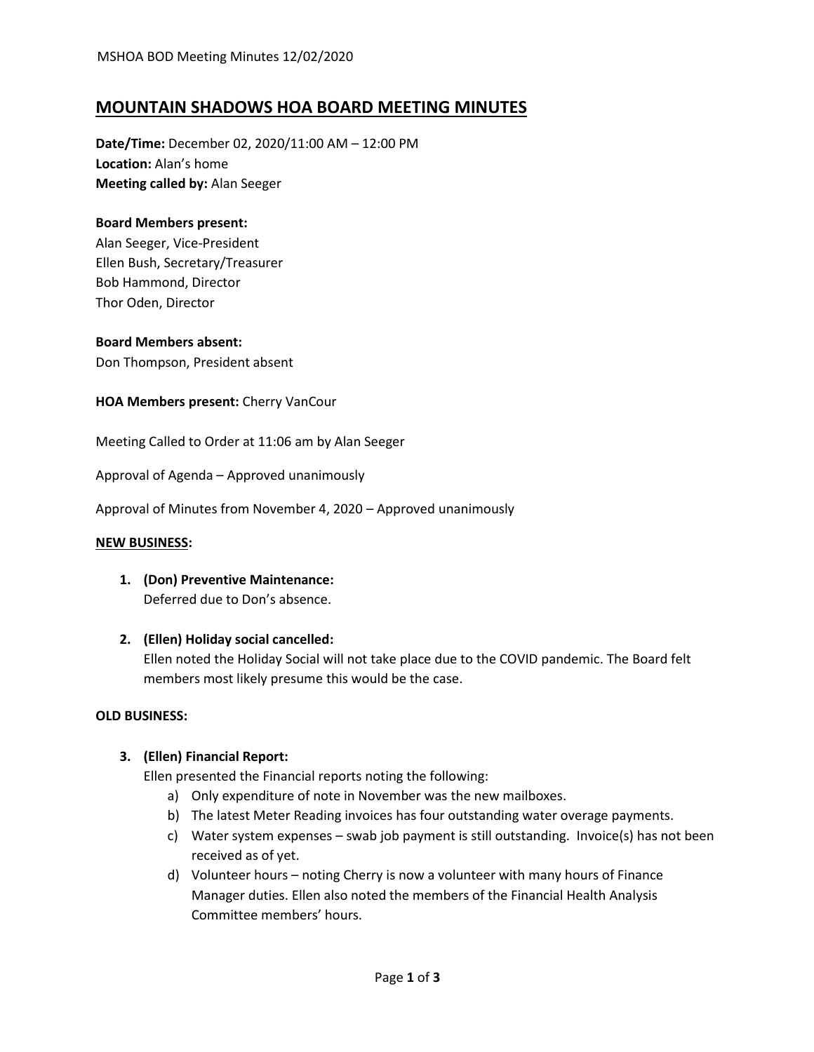# MOUNTAIN SHADOWS HOA BOARD MEETING MINUTES

**Date/Time:** December 02, 2020/11:00 AM – 12:00 PM
**Location:** Alan's home
**Meeting called by:** Alan Seeger

**Board Members present:**
Alan Seeger, Vice-President
Ellen Bush, Secretary/Treasurer
Bob Hammond, Director
Thor Oden, Director

**Board Members absent:**
Don Thompson, President absent

**HOA Members present:** Cherry VanCour

Meeting Called to Order at 11:06 am by Alan Seeger

Approval of Agenda – Approved unanimously

Approval of Minutes from November 4, 2020 – Approved unanimously

**NEW BUSINESS:**

1. **(Don) Preventive Maintenance:**
   Deferred due to Don's absence.

2. **(Ellen) Holiday social cancelled:**
   Ellen noted the Holiday Social will not take place due to the COVID pandemic. The Board felt members most likely presume this would be the case.

**OLD BUSINESS:**

3. **(Ellen) Financial Report:**
   Ellen presented the Financial reports noting the following:
   a) Only expenditure of note in November was the new mailboxes.
   b) The latest Meter Reading invoices has four outstanding water overage payments.
   c) Water system expenses – swab job payment is still outstanding. Invoice(s) has not been received as of yet.
   d) Volunteer hours – noting Cherry is now a volunteer with many hours of Finance Manager duties. Ellen also noted the members of the Financial Health Analysis Committee members' hours.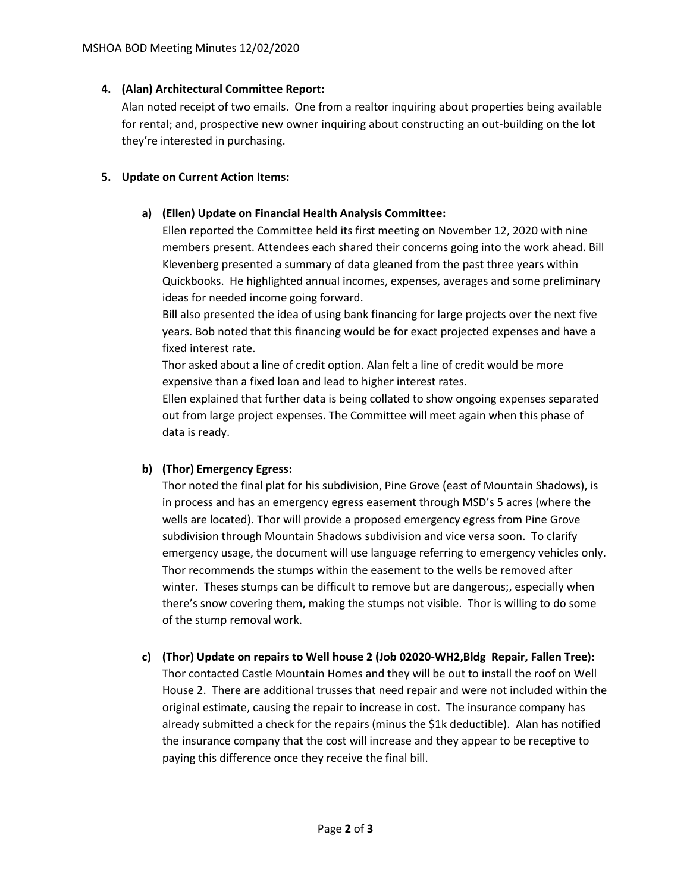4. **(Alan) Architectural Committee Report:**
   Alan noted receipt of two emails. One from a realtor inquiring about properties being available for rental; and, prospective new owner inquiring about constructing an out-building on the lot they're interested in purchasing.

5. **Update on Current Action Items:**

   a) **(Ellen) Update on Financial Health Analysis Committee:**
   Ellen reported the Committee held its first meeting on November 12, 2020 with nine members present. Attendees each shared their concerns going into the work ahead. Bill Klevenberg presented a summary of data gleaned from the past three years within Quickbooks. He highlighted annual incomes, expenses, averages and some preliminary ideas for needed income going forward.
   Bill also presented the idea of using bank financing for large projects over the next five years. Bob noted that this financing would be for exact projected expenses and have a fixed interest rate.
   Thor asked about a line of credit option. Alan felt a line of credit would be more expensive than a fixed loan and lead to higher interest rates.
   Ellen explained that further data is being collated to show ongoing expenses separated out from large project expenses. The Committee will meet again when this phase of data is ready.

   b) **(Thor) Emergency Egress:**
   Thor noted the final plat for his subdivision, Pine Grove (east of Mountain Shadows), is in process and has an emergency egress easement through MSD's 5 acres (where the wells are located). Thor will provide a proposed emergency egress from Pine Grove subdivision through Mountain Shadows subdivision and vice versa soon. To clarify emergency usage, the document will use language referring to emergency vehicles only. Thor recommends the stumps within the easement to the wells be removed after winter. Theses stumps can be difficult to remove but are dangerous;, especially when there's snow covering them, making the stumps not visible. Thor is willing to do some of the stump removal work.

   c) **(Thor) Update on repairs to Well house 2 (Job 02020-WH2,Bldg Repair, Fallen Tree):**
   Thor contacted Castle Mountain Homes and they will be out to install the roof on Well House 2. There are additional trusses that need repair and were not included within the original estimate, causing the repair to increase in cost. The insurance company has already submitted a check for the repairs (minus the $1k deductible). Alan has notified the insurance company that the cost will increase and they appear to be receptive to paying this difference once they receive the final bill.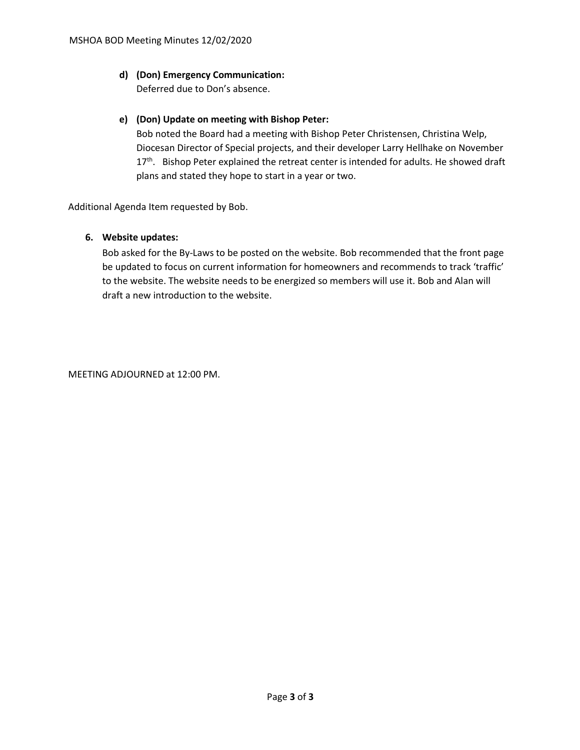**d) (Don) Emergency Communication:**

Deferred due to Don's absence.

**e) (Don) Update on meeting with Bishop Peter:**

Bob noted the Board had a meeting with Bishop Peter Christensen, Christina Welp, Diocesan Director of Special projects, and their developer Larry Hellhake on November 17th. Bishop Peter explained the retreat center is intended for adults. He showed draft plans and stated they hope to start in a year or two.

Additional Agenda Item requested by Bob.

**6. Website updates:**

Bob asked for the By-Laws to be posted on the website. Bob recommended that the front page be updated to focus on current information for homeowners and recommends to track 'traffic' to the website. The website needs to be energized so members will use it. Bob and Alan will draft a new introduction to the website.

MEETING ADJOURNED at 12:00 PM.